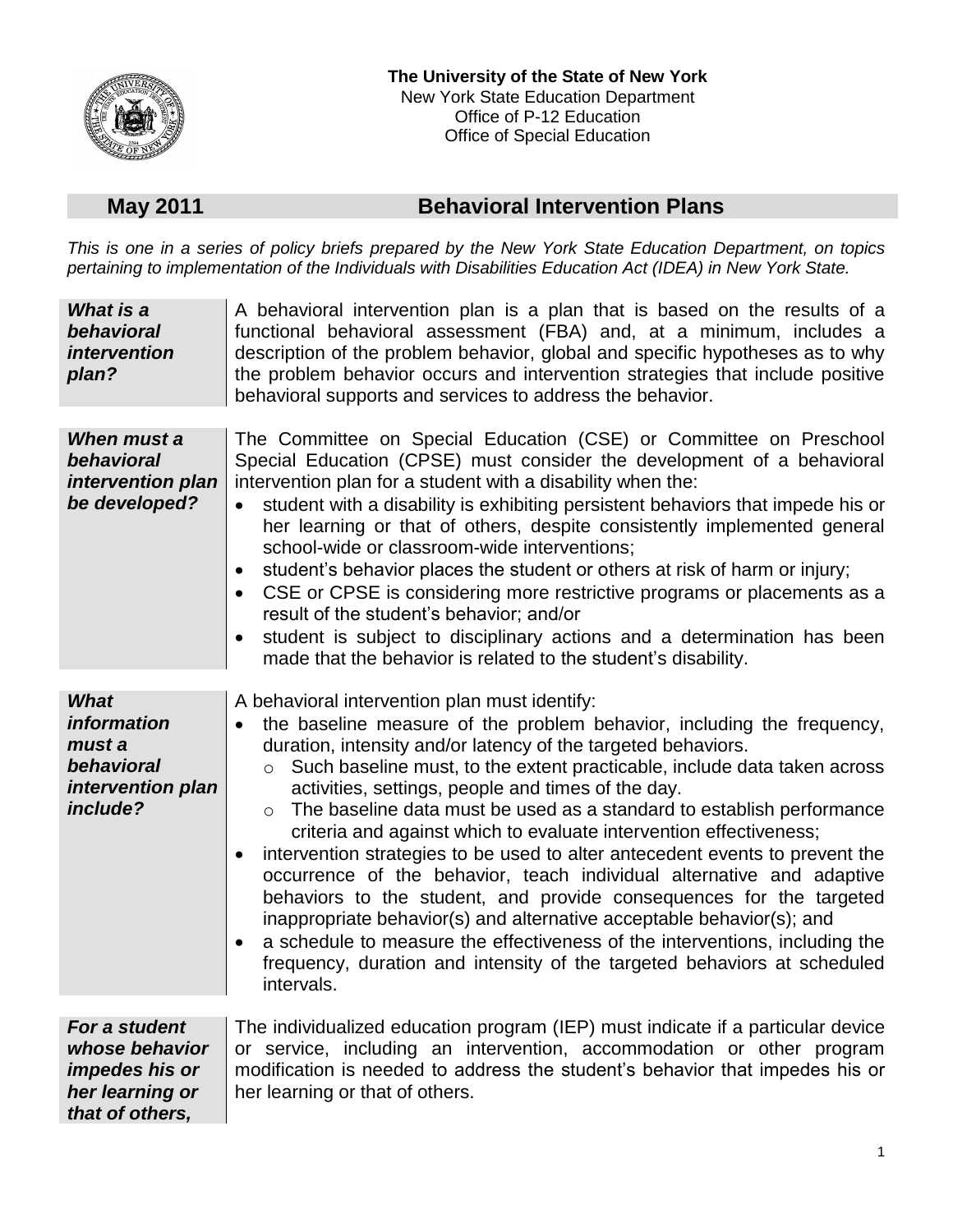**The University of the State of New York**
New York State Education Department
Office of P-12 Education
Office of Special Education

## May 2011 — Behavioral Intervention Plans

*This is one in a series of policy briefs prepared by the New York State Education Department, on topics pertaining to implementation of the Individuals with Disabilities Education Act (IDEA) in New York State.*

### *What is a behavioral intervention plan?*

A behavioral intervention plan is a plan that is based on the results of a functional behavioral assessment (FBA) and, at a minimum, includes a description of the problem behavior, global and specific hypotheses as to why the problem behavior occurs and intervention strategies that include positive behavioral supports and services to address the behavior.

### *When must a behavioral intervention plan be developed?*

The Committee on Special Education (CSE) or Committee on Preschool Special Education (CPSE) must consider the development of a behavioral intervention plan for a student with a disability when the:

- student with a disability is exhibiting persistent behaviors that impede his or her learning or that of others, despite consistently implemented general school-wide or classroom-wide interventions;
- student's behavior places the student or others at risk of harm or injury;
- CSE or CPSE is considering more restrictive programs or placements as a result of the student's behavior; and/or
- student is subject to disciplinary actions and a determination has been made that the behavior is related to the student's disability.

### *What information must a behavioral intervention plan include?*

A behavioral intervention plan must identify:

- the baseline measure of the problem behavior, including the frequency, duration, intensity and/or latency of the targeted behaviors.
  - Such baseline must, to the extent practicable, include data taken across activities, settings, people and times of the day.
  - The baseline data must be used as a standard to establish performance criteria and against which to evaluate intervention effectiveness;
- intervention strategies to be used to alter antecedent events to prevent the occurrence of the behavior, teach individual alternative and adaptive behaviors to the student, and provide consequences for the targeted inappropriate behavior(s) and alternative acceptable behavior(s); and
- a schedule to measure the effectiveness of the interventions, including the frequency, duration and intensity of the targeted behaviors at scheduled intervals.

### *For a student whose behavior impedes his or her learning or that of others,*

The individualized education program (IEP) must indicate if a particular device or service, including an intervention, accommodation or other program modification is needed to address the student's behavior that impedes his or her learning or that of others.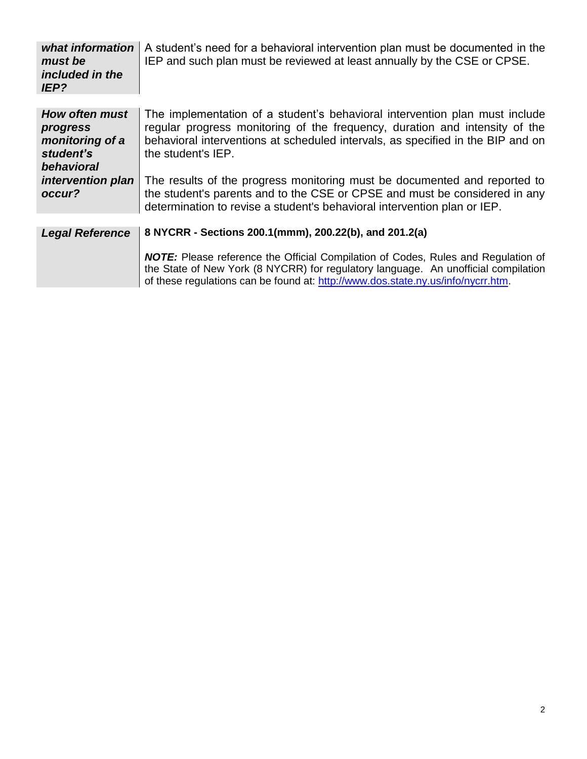| | |
|---|---|
| ***what information must be included in the IEP?*** | A student's need for a behavioral intervention plan must be documented in the IEP and such plan must be reviewed at least annually by the CSE or CPSE. |
| ***How often must progress monitoring of a student's behavioral intervention plan occur?*** | The implementation of a student's behavioral intervention plan must include regular progress monitoring of the frequency, duration and intensity of the behavioral interventions at scheduled intervals, as specified in the BIP and on the student's IEP.<br><br>The results of the progress monitoring must be documented and reported to the student's parents and to the CSE or CPSE and must be considered in any determination to revise a student's behavioral intervention plan or IEP. |
| ***Legal Reference*** | **8 NYCRR - Sections 200.1(mmm), 200.22(b), and 201.2(a)**<br><br>***NOTE:*** Please reference the Official Compilation of Codes, Rules and Regulation of the State of New York (8 NYCRR) for regulatory language. An unofficial compilation of these regulations can be found at: [http://www.dos.state.ny.us/info/nycrr.htm](http://www.dos.state.ny.us/info/nycrr.htm). |